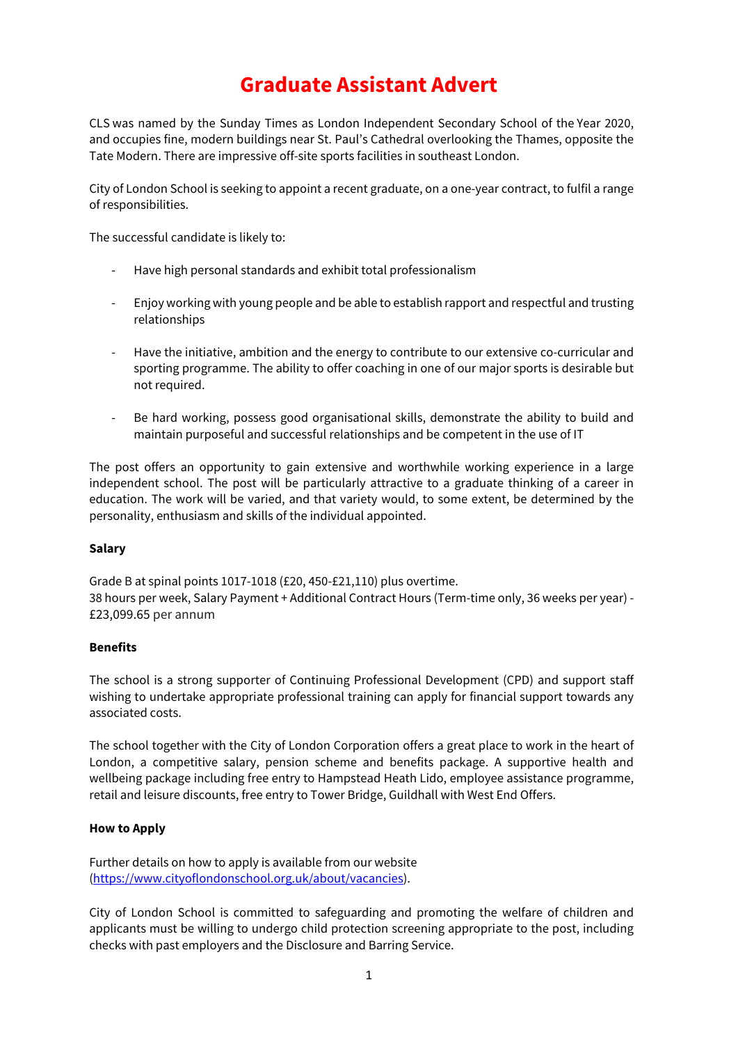# Graduate Assistant Advert

CLS was named by the Sunday Times as London Independent Secondary School of the Year 2020, and occupies fine, modern buildings near St. Paul's Cathedral overlooking the Thames, opposite the Tate Modern. There are impressive off-site sports facilities in southeast London.

City of London School is seeking to appoint a recent graduate, on a one-year contract, to fulfil a range of responsibilities.

The successful candidate is likely to:

- Have high personal standards and exhibit total professionalism
- Enjoy working with young people and be able to establish rapport and respectful and trusting relationships
- Have the initiative, ambition and the energy to contribute to our extensive co-curricular and sporting programme. The ability to offer coaching in one of our major sports is desirable but not required.
- Be hard working, possess good organisational skills, demonstrate the ability to build and maintain purposeful and successful relationships and be competent in the use of IT

The post offers an opportunity to gain extensive and worthwhile working experience in a large independent school. The post will be particularly attractive to a graduate thinking of a career in education. The work will be varied, and that variety would, to some extent, be determined by the personality, enthusiasm and skills of the individual appointed.

**Salary**

Grade B at spinal points 1017-1018 (£20, 450-£21,110) plus overtime.
38 hours per week, Salary Payment + Additional Contract Hours (Term-time only, 36 weeks per year) - £23,099.65 per annum

**Benefits**

The school is a strong supporter of Continuing Professional Development (CPD) and support staff wishing to undertake appropriate professional training can apply for financial support towards any associated costs.

The school together with the City of London Corporation offers a great place to work in the heart of London, a competitive salary, pension scheme and benefits package. A supportive health and wellbeing package including free entry to Hampstead Heath Lido, employee assistance programme, retail and leisure discounts, free entry to Tower Bridge, Guildhall with West End Offers.

**How to Apply**

Further details on how to apply is available from our website (https://www.cityoflondonschool.org.uk/about/vacancies).

City of London School is committed to safeguarding and promoting the welfare of children and applicants must be willing to undergo child protection screening appropriate to the post, including checks with past employers and the Disclosure and Barring Service.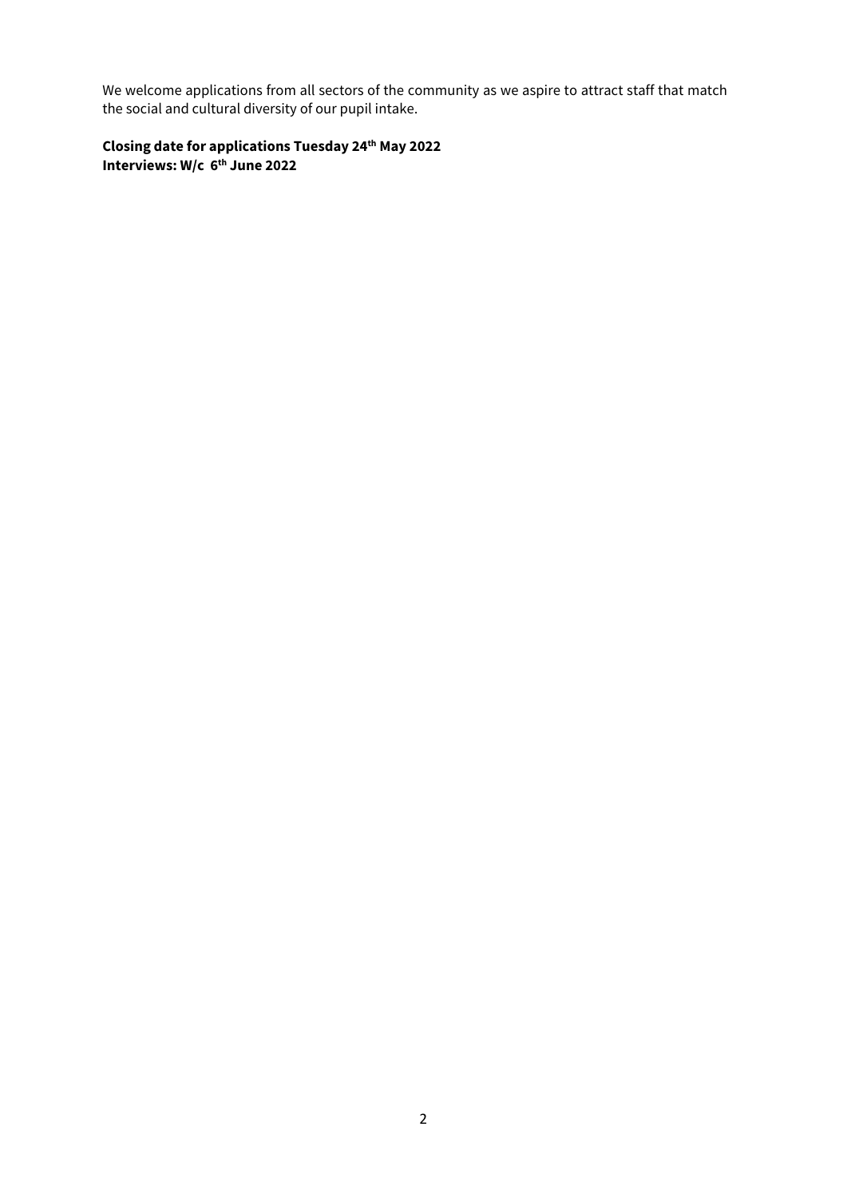We welcome applications from all sectors of the community as we aspire to attract staff that match the social and cultural diversity of our pupil intake.

**Closing date for applications Tuesday 24th May 2022**
**Interviews: W/c 6th June 2022**